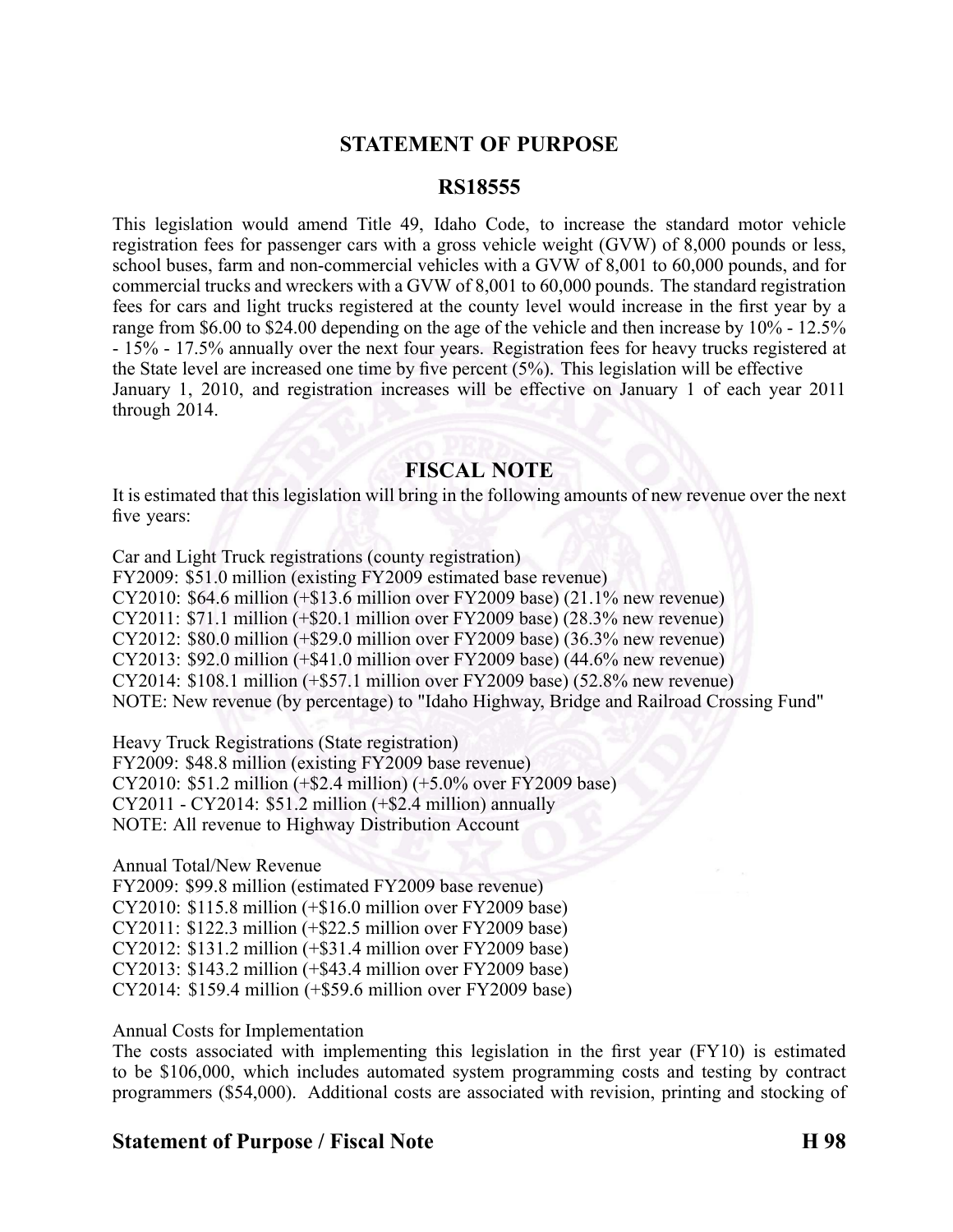## STATEMENT OF PURPOSE

## RS18555

This legislation would amend Title 49, Idaho Code, to increase the standard motor vehicle registration fees for passenger cars with a gross vehicle weight (GVW) of 8,000 pounds or less, school buses, farm and non-commercial vehicles with a GVW of 8,001 to 60,000 pounds, and for commercial trucks and wreckers with a GVW of 8,001 to 60,000 pounds. The standard registration fees for cars and light trucks registered at the county level would increase in the first year by a range from $6.00 to $24.00 depending on the age of the vehicle and then increase by 10% - 12.5% - 15% - 17.5% annually over the next four years. Registration fees for heavy trucks registered at the State level are increased one time by five percent (5%). This legislation will be effective January 1, 2010, and registration increases will be effective on January 1 of each year 2011 through 2014.

## FISCAL NOTE

It is estimated that this legislation will bring in the following amounts of new revenue over the next five years:

Car and Light Truck registrations (county registration)
FY2009: $51.0 million (existing FY2009 estimated base revenue)
CY2010: $64.6 million (+$13.6 million over FY2009 base) (21.1% new revenue)
CY2011: $71.1 million (+$20.1 million over FY2009 base) (28.3% new revenue)
CY2012: $80.0 million (+$29.0 million over FY2009 base) (36.3% new revenue)
CY2013: $92.0 million (+$41.0 million over FY2009 base) (44.6% new revenue)
CY2014: $108.1 million (+$57.1 million over FY2009 base) (52.8% new revenue)
NOTE: New revenue (by percentage) to "Idaho Highway, Bridge and Railroad Crossing Fund"

Heavy Truck Registrations (State registration)
FY2009: $48.8 million (existing FY2009 base revenue)
CY2010: $51.2 million (+$2.4 million) (+5.0% over FY2009 base)
CY2011 - CY2014: $51.2 million (+$2.4 million) annually
NOTE: All revenue to Highway Distribution Account

Annual Total/New Revenue
FY2009: $99.8 million (estimated FY2009 base revenue)
CY2010: $115.8 million (+$16.0 million over FY2009 base)
CY2011: $122.3 million (+$22.5 million over FY2009 base)
CY2012: $131.2 million (+$31.4 million over FY2009 base)
CY2013: $143.2 million (+$43.4 million over FY2009 base)
CY2014: $159.4 million (+$59.6 million over FY2009 base)

Annual Costs for Implementation
The costs associated with implementing this legislation in the first year (FY10) is estimated to be $106,000, which includes automated system programming costs and testing by contract programmers ($54,000). Additional costs are associated with revision, printing and stocking of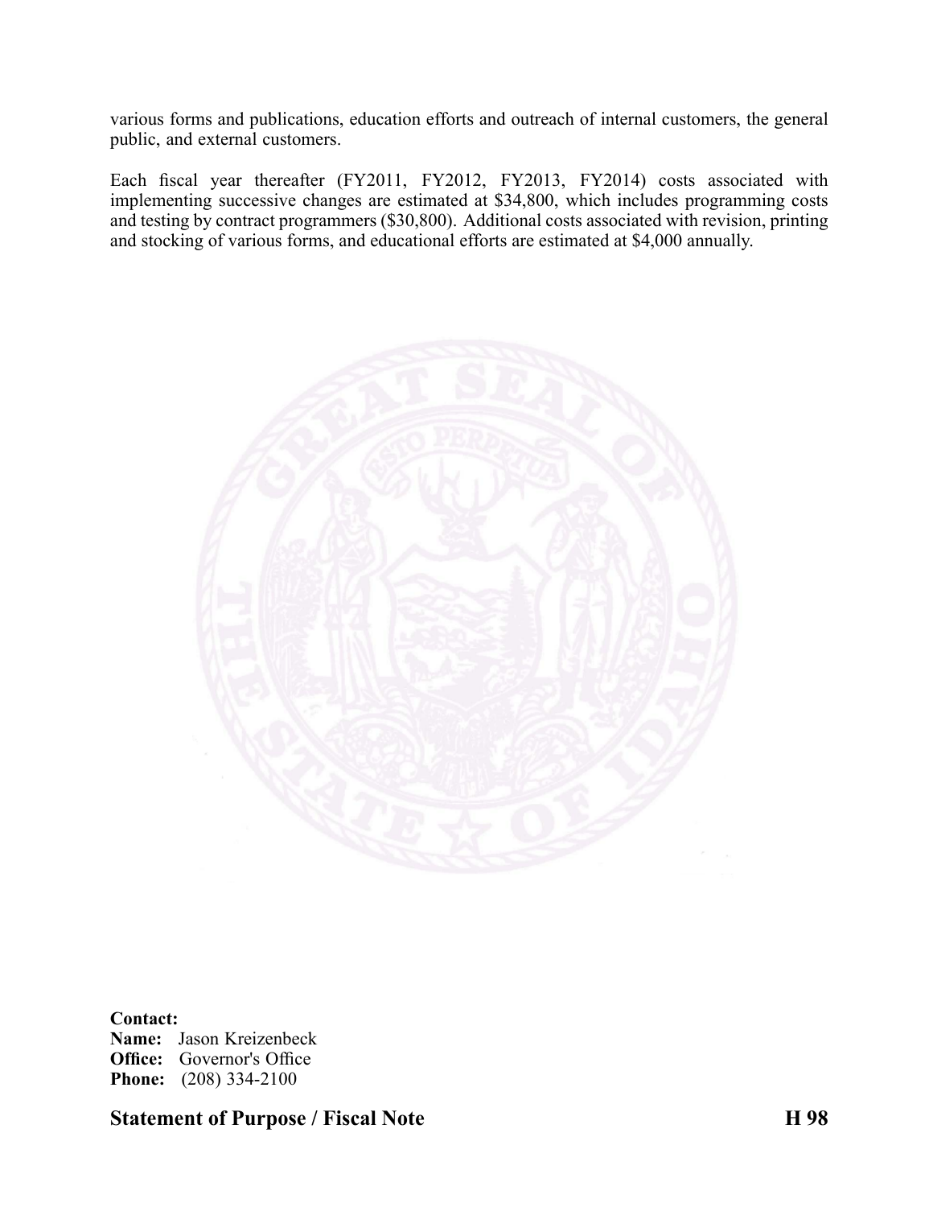various forms and publications, education efforts and outreach of internal customers, the general public, and external customers.

Each fiscal year thereafter (FY2011, FY2012, FY2013, FY2014) costs associated with implementing successive changes are estimated at $34,800, which includes programming costs and testing by contract programmers ($30,800). Additional costs associated with revision, printing and stocking of various forms, and educational efforts are estimated at $4,000 annually.

**Contact:**
**Name:** Jason Kreizenbeck
**Office:** Governor's Office
**Phone:** (208) 334-2100

**Statement of Purpose / Fiscal Note** **H 98**